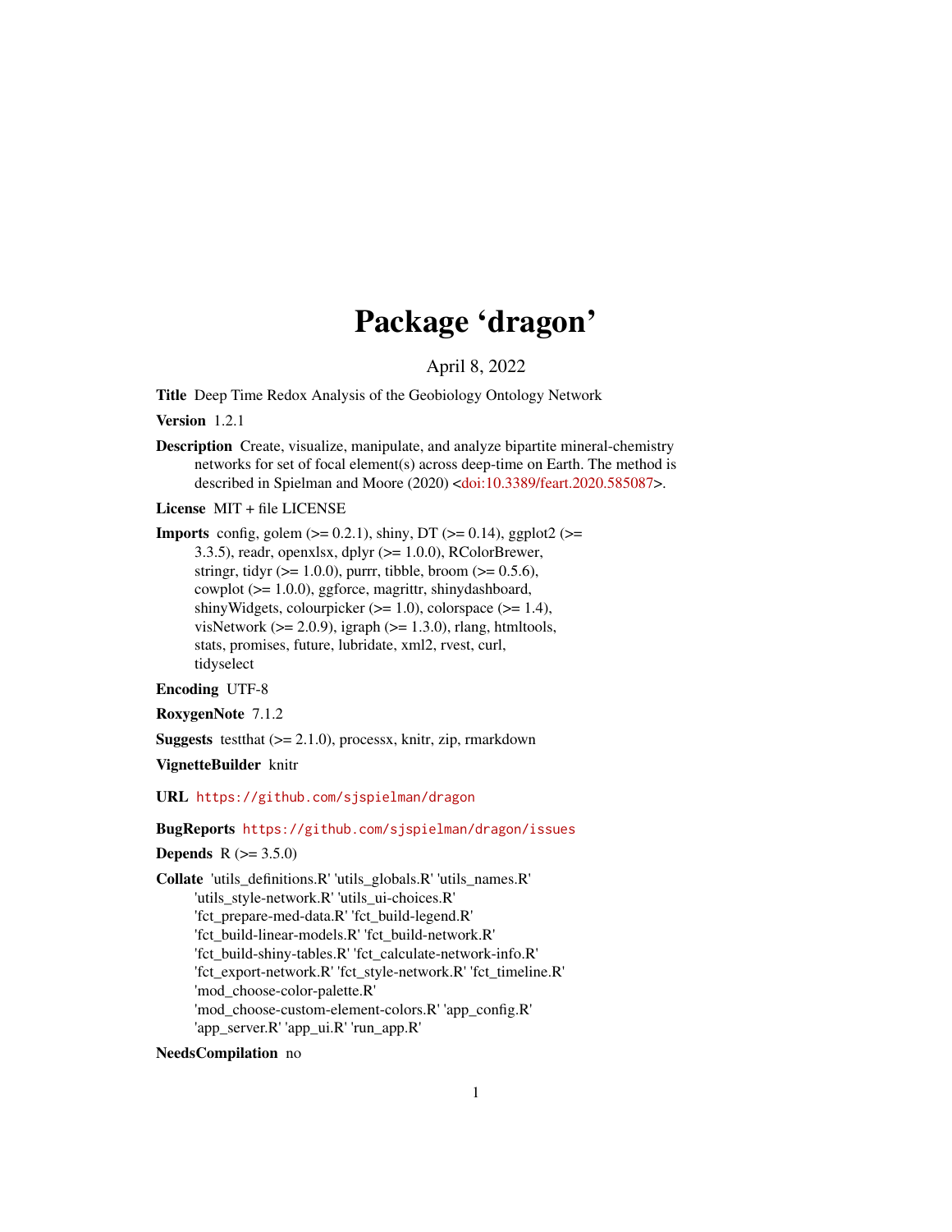# Package 'dragon'

April 8, 2022

**Title** Deep Time Redox Analysis of the Geobiology Ontology Network

**Version** 1.2.1

**Description** Create, visualize, manipulate, and analyze bipartite mineral-chemistry networks for set of focal element(s) across deep-time on Earth. The method is described in Spielman and Moore (2020) <doi:10.3389/feart.2020.585087>.

**License** MIT + file LICENSE

**Imports** config, golem (>= 0.2.1), shiny, DT (>= 0.14), ggplot2 (>= 3.3.5), readr, openxlsx, dplyr (>= 1.0.0), RColorBrewer, stringr, tidyr (>= 1.0.0), purrr, tibble, broom (>= 0.5.6), cowplot (>= 1.0.0), ggforce, magrittr, shinydashboard, shinyWidgets, colourpicker (>= 1.0), colorspace (>= 1.4), visNetwork (>= 2.0.9), igraph (>= 1.3.0), rlang, htmltools, stats, promises, future, lubridate, xml2, rvest, curl, tidyselect

**Encoding** UTF-8

**RoxygenNote** 7.1.2

**Suggests** testthat (>= 2.1.0), processx, knitr, zip, rmarkdown

**VignetteBuilder** knitr

**URL** https://github.com/sjspielman/dragon

**BugReports** https://github.com/sjspielman/dragon/issues

**Depends** R (>= 3.5.0)

**Collate** 'utils_definitions.R' 'utils_globals.R' 'utils_names.R' 'utils_style-network.R' 'utils_ui-choices.R' 'fct_prepare-med-data.R' 'fct_build-legend.R' 'fct_build-linear-models.R' 'fct_build-network.R' 'fct_build-shiny-tables.R' 'fct_calculate-network-info.R' 'fct_export-network.R' 'fct_style-network.R' 'fct_timeline.R' 'mod_choose-color-palette.R' 'mod_choose-custom-element-colors.R' 'app_config.R' 'app_server.R' 'app_ui.R' 'run_app.R'

**NeedsCompilation** no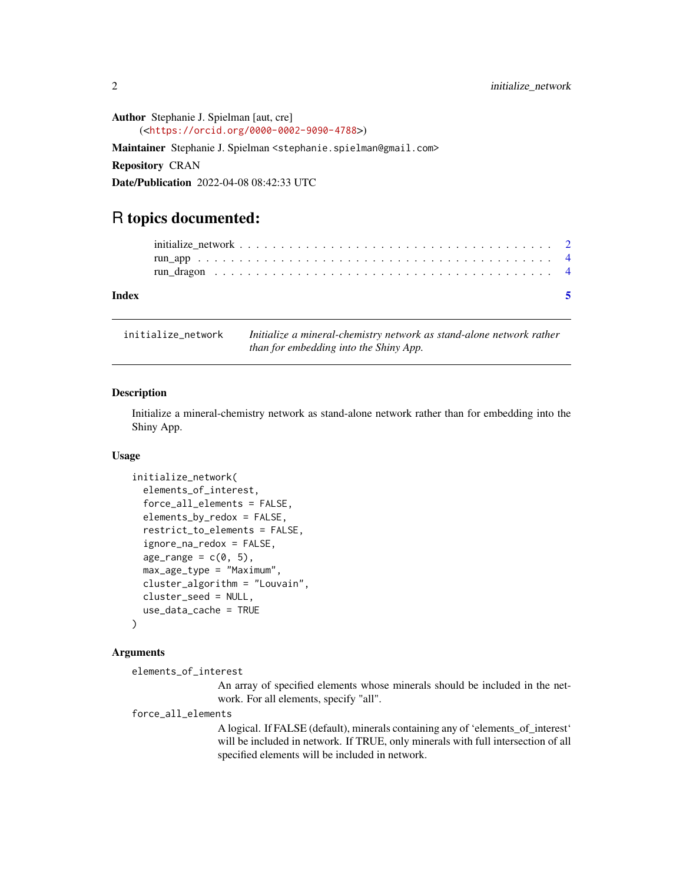**Author** Stephanie J. Spielman [aut, cre] (<https://orcid.org/0000-0002-9090-4788>)

**Maintainer** Stephanie J. Spielman <stephanie.spielman@gmail.com>

**Repository** CRAN

**Date/Publication** 2022-04-08 08:42:33 UTC

# R topics documented:

initialize_network . . . . . . . . . . . . . . . . . . . . . . . . . . . . . . . . . . . . 2
run_app . . . . . . . . . . . . . . . . . . . . . . . . . . . . . . . . . . . . . . . . . . 4
run_dragon . . . . . . . . . . . . . . . . . . . . . . . . . . . . . . . . . . . . . . . . 4

**Index** 5

---

`initialize_network` *Initialize a mineral-chemistry network as stand-alone network rather than for embedding into the Shiny App.*

---

### Description

Initialize a mineral-chemistry network as stand-alone network rather than for embedding into the Shiny App.

### Usage

```
initialize_network(
  elements_of_interest,
  force_all_elements = FALSE,
  elements_by_redox = FALSE,
  restrict_to_elements = FALSE,
  ignore_na_redox = FALSE,
  age_range = c(0, 5),
  max_age_type = "Maximum",
  cluster_algorithm = "Louvain",
  cluster_seed = NULL,
  use_data_cache = TRUE
)
```

### Arguments

`elements_of_interest`
An array of specified elements whose minerals should be included in the network. For all elements, specify "all".

`force_all_elements`
A logical. If FALSE (default), minerals containing any of 'elements_of_interest' will be included in network. If TRUE, only minerals with full intersection of all specified elements will be included in network.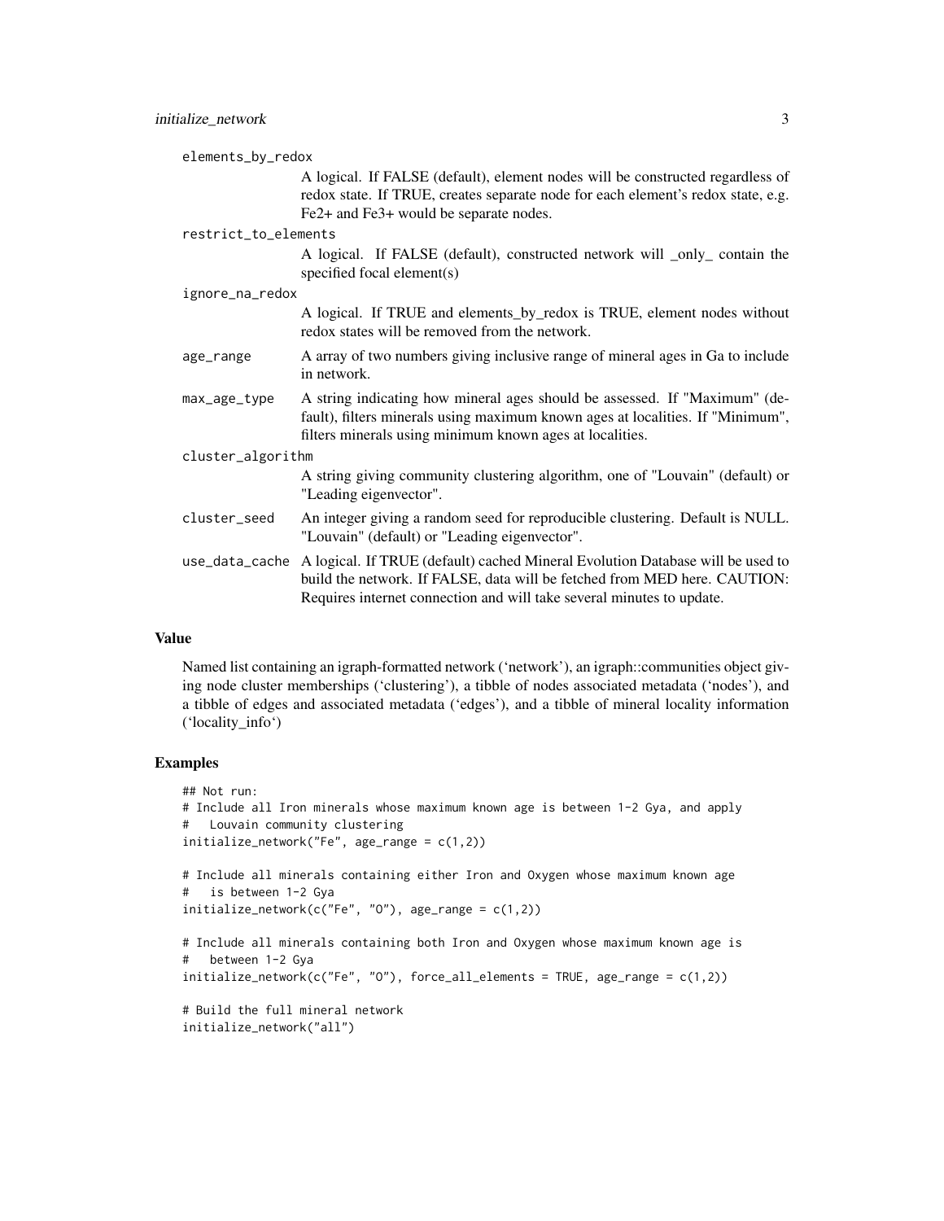elements_by_redox
: A logical. If FALSE (default), element nodes will be constructed regardless of redox state. If TRUE, creates separate node for each element's redox state, e.g. Fe2+ and Fe3+ would be separate nodes.

restrict_to_elements
: A logical. If FALSE (default), constructed network will _only_ contain the specified focal element(s)

ignore_na_redox
: A logical. If TRUE and elements_by_redox is TRUE, element nodes without redox states will be removed from the network.

age_range
: A array of two numbers giving inclusive range of mineral ages in Ga to include in network.

max_age_type
: A string indicating how mineral ages should be assessed. If "Maximum" (default), filters minerals using maximum known ages at localities. If "Minimum", filters minerals using minimum known ages at localities.

cluster_algorithm
: A string giving community clustering algorithm, one of "Louvain" (default) or "Leading eigenvector".

cluster_seed
: An integer giving a random seed for reproducible clustering. Default is NULL. "Louvain" (default) or "Leading eigenvector".

use_data_cache
: A logical. If TRUE (default) cached Mineral Evolution Database will be used to build the network. If FALSE, data will be fetched from MED here. CAUTION: Requires internet connection and will take several minutes to update.

### Value

Named list containing an igraph-formatted network ('network'), an igraph::communities object giving node cluster memberships ('clustering'), a tibble of nodes associated metadata ('nodes'), and a tibble of edges and associated metadata ('edges'), and a tibble of mineral locality information ('locality_info')

### Examples

```
## Not run:
# Include all Iron minerals whose maximum known age is between 1-2 Gya, and apply
#   Louvain community clustering
initialize_network("Fe", age_range = c(1,2))

# Include all minerals containing either Iron and Oxygen whose maximum known age
#   is between 1-2 Gya
initialize_network(c("Fe", "O"), age_range = c(1,2))

# Include all minerals containing both Iron and Oxygen whose maximum known age is
#   between 1-2 Gya
initialize_network(c("Fe", "O"), force_all_elements = TRUE, age_range = c(1,2))

# Build the full mineral network
initialize_network("all")
```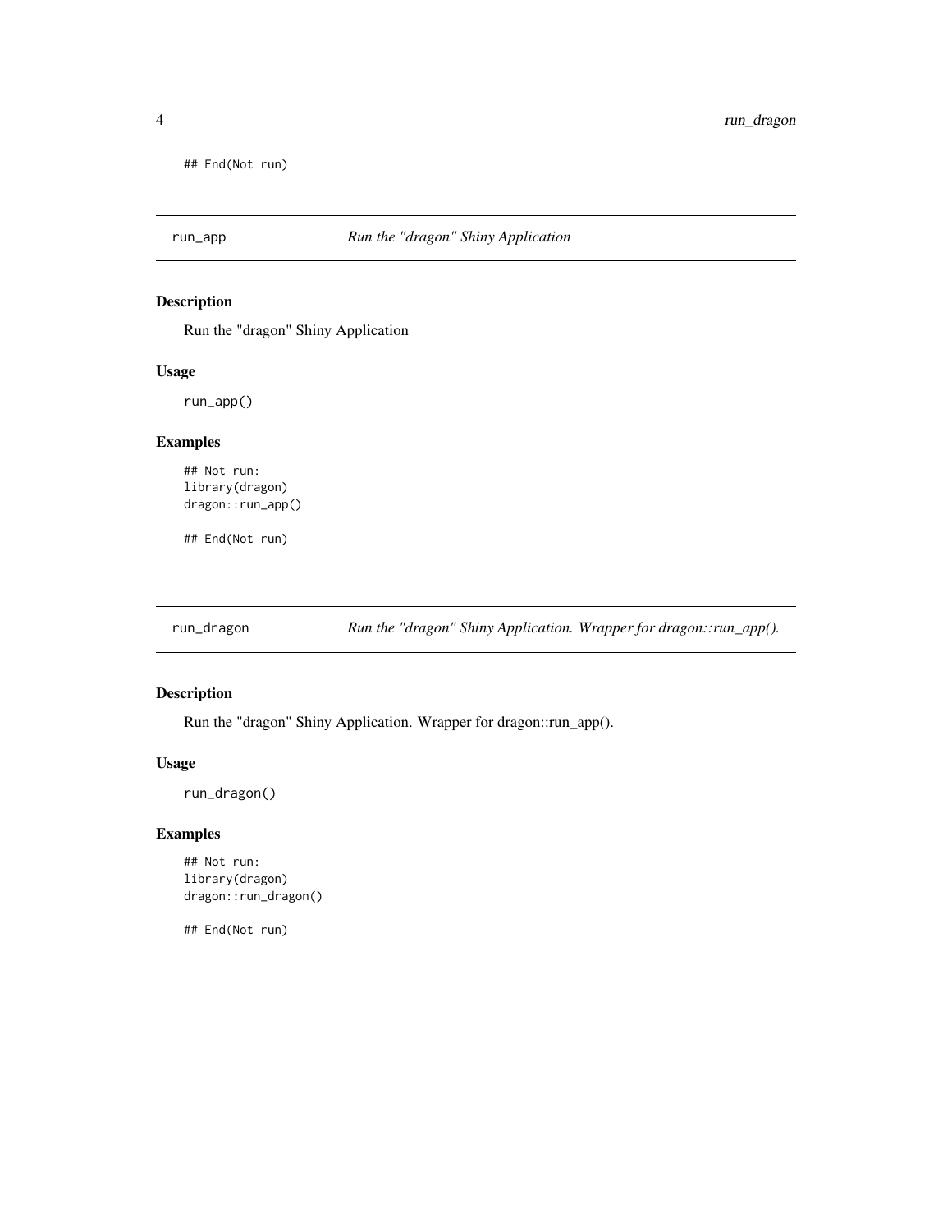```
## End(Not run)
```

## run_app — *Run the "dragon" Shiny Application*

### Description

Run the "dragon" Shiny Application

### Usage

```
run_app()
```

### Examples

```
## Not run:
library(dragon)
dragon::run_app()

## End(Not run)
```

## run_dragon — *Run the "dragon" Shiny Application. Wrapper for dragon::run_app().*

### Description

Run the "dragon" Shiny Application. Wrapper for dragon::run_app().

### Usage

```
run_dragon()
```

### Examples

```
## Not run:
library(dragon)
dragon::run_dragon()

## End(Not run)
```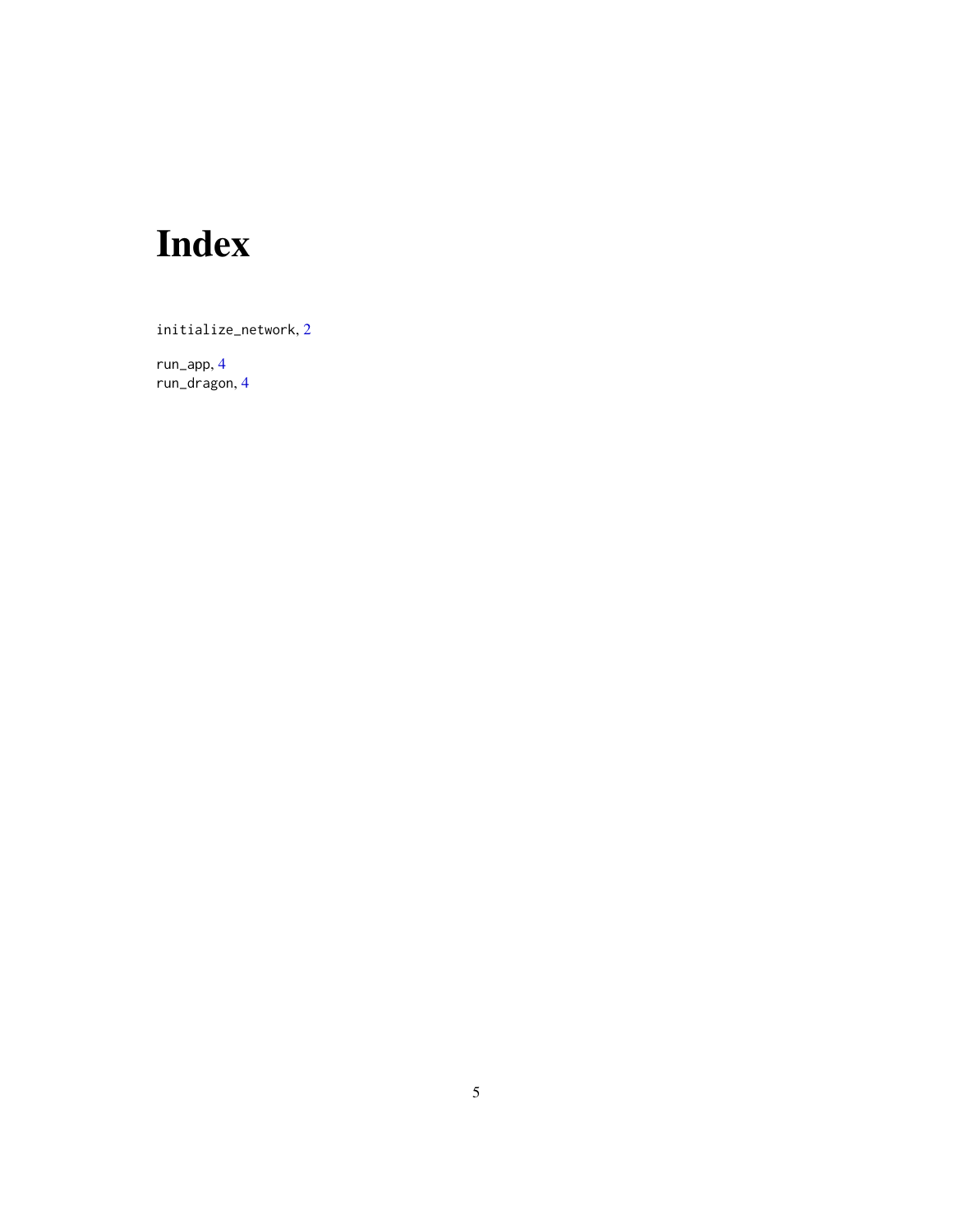# Index

initialize_network, 2

run_app, 4
run_dragon, 4